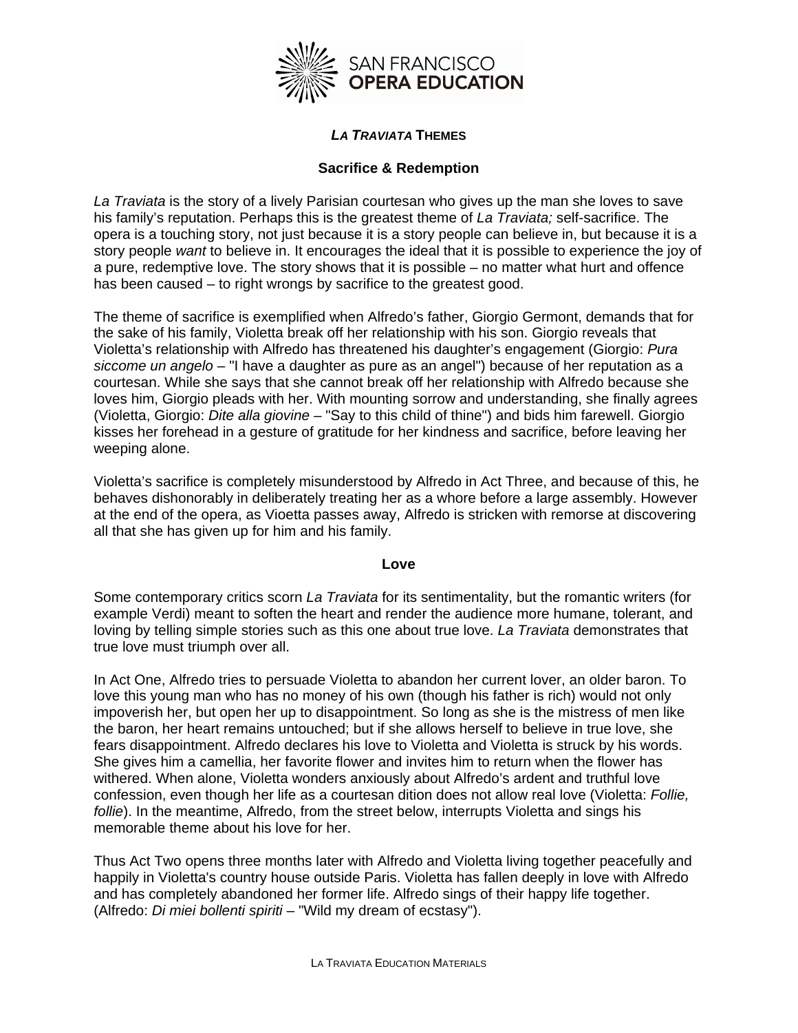SAN FRANCISCO **OPERA EDUCATION**

# *LA TRAVIATA* THEMES

## Sacrifice & Redemption

*La Traviata* is the story of a lively Parisian courtesan who gives up the man she loves to save his family's reputation. Perhaps this is the greatest theme of *La Traviata;* self-sacrifice. The opera is a touching story, not just because it is a story people can believe in, but because it is a story people *want* to believe in. It encourages the ideal that it is possible to experience the joy of a pure, redemptive love. The story shows that it is possible – no matter what hurt and offence has been caused – to right wrongs by sacrifice to the greatest good.

The theme of sacrifice is exemplified when Alfredo's father, Giorgio Germont, demands that for the sake of his family, Violetta break off her relationship with his son. Giorgio reveals that Violetta's relationship with Alfredo has threatened his daughter's engagement (Giorgio: *Pura siccome un angelo* – "I have a daughter as pure as an angel") because of her reputation as a courtesan. While she says that she cannot break off her relationship with Alfredo because she loves him, Giorgio pleads with her. With mounting sorrow and understanding, she finally agrees (Violetta, Giorgio: *Dite alla giovine* – "Say to this child of thine") and bids him farewell. Giorgio kisses her forehead in a gesture of gratitude for her kindness and sacrifice, before leaving her weeping alone.

Violetta's sacrifice is completely misunderstood by Alfredo in Act Three, and because of this, he behaves dishonorably in deliberately treating her as a whore before a large assembly. However at the end of the opera, as Vioetta passes away, Alfredo is stricken with remorse at discovering all that she has given up for him and his family.

## Love

Some contemporary critics scorn *La Traviata* for its sentimentality, but the romantic writers (for example Verdi) meant to soften the heart and render the audience more humane, tolerant, and loving by telling simple stories such as this one about true love. *La Traviata* demonstrates that true love must triumph over all.

In Act One, Alfredo tries to persuade Violetta to abandon her current lover, an older baron. To love this young man who has no money of his own (though his father is rich) would not only impoverish her, but open her up to disappointment. So long as she is the mistress of men like the baron, her heart remains untouched; but if she allows herself to believe in true love, she fears disappointment. Alfredo declares his love to Violetta and Violetta is struck by his words. She gives him a camellia, her favorite flower and invites him to return when the flower has withered. When alone, Violetta wonders anxiously about Alfredo's ardent and truthful love confession, even though her life as a courtesan dition does not allow real love (Violetta: *Follie, follie*). In the meantime, Alfredo, from the street below, interrupts Violetta and sings his memorable theme about his love for her.

Thus Act Two opens three months later with Alfredo and Violetta living together peacefully and happily in Violetta's country house outside Paris. Violetta has fallen deeply in love with Alfredo and has completely abandoned her former life. Alfredo sings of their happy life together. (Alfredo: *Di miei bollenti spiriti* – "Wild my dream of ecstasy").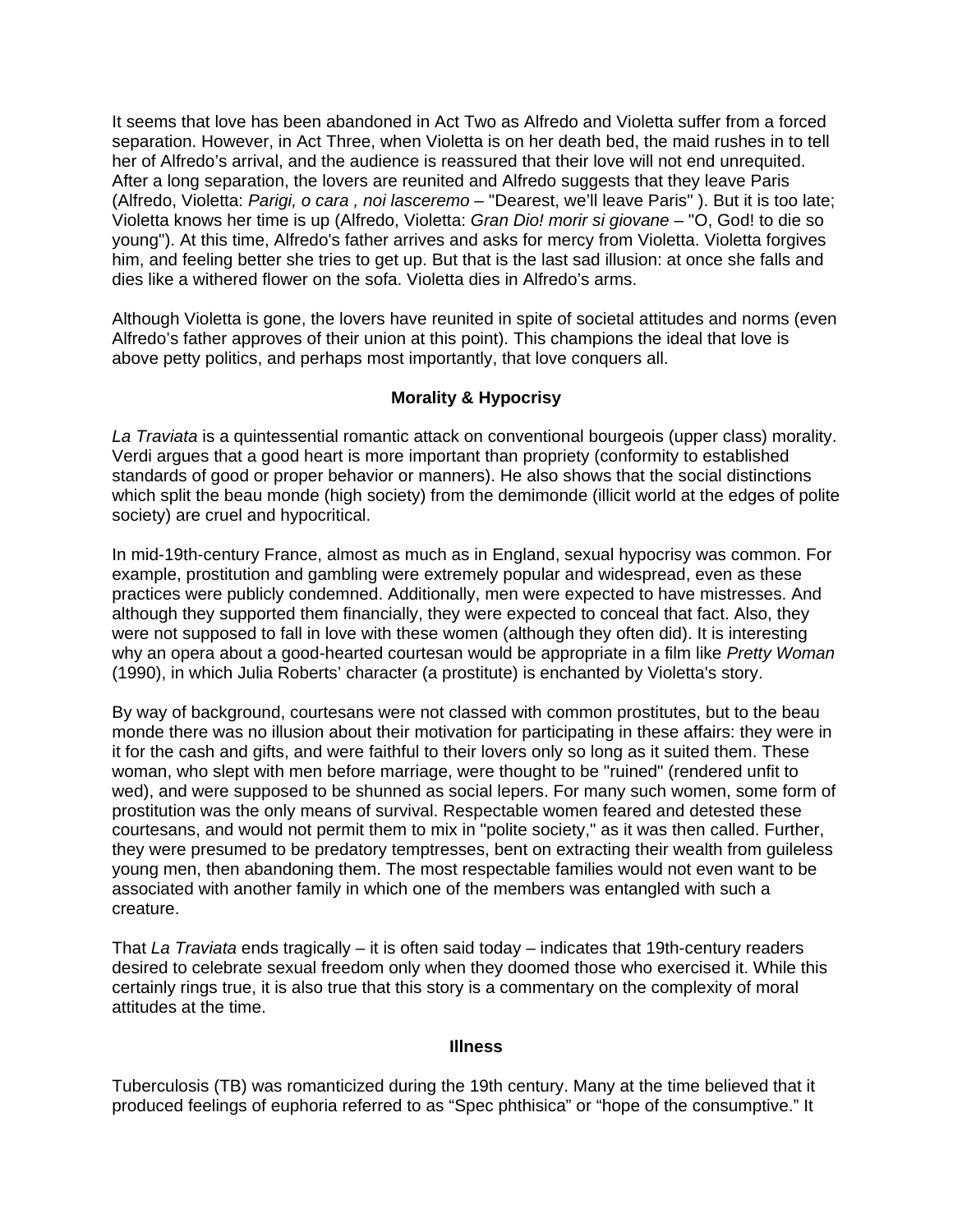It seems that love has been abandoned in Act Two as Alfredo and Violetta suffer from a forced separation. However, in Act Three, when Violetta is on her death bed, the maid rushes in to tell her of Alfredo's arrival, and the audience is reassured that their love will not end unrequited. After a long separation, the lovers are reunited and Alfredo suggests that they leave Paris (Alfredo, Violetta: *Parigi, o cara , noi lasceremo* – "Dearest, we'll leave Paris" ). But it is too late; Violetta knows her time is up (Alfredo, Violetta: *Gran Dio! morir si giovane* – "O, God! to die so young"). At this time, Alfredo's father arrives and asks for mercy from Violetta. Violetta forgives him, and feeling better she tries to get up. But that is the last sad illusion: at once she falls and dies like a withered flower on the sofa. Violetta dies in Alfredo's arms.

Although Violetta is gone, the lovers have reunited in spite of societal attitudes and norms (even Alfredo's father approves of their union at this point). This champions the ideal that love is above petty politics, and perhaps most importantly, that love conquers all.

**Morality & Hypocrisy**

*La Traviata* is a quintessential romantic attack on conventional bourgeois (upper class) morality. Verdi argues that a good heart is more important than propriety (conformity to established standards of good or proper behavior or manners). He also shows that the social distinctions which split the beau monde (high society) from the demimonde (illicit world at the edges of polite society) are cruel and hypocritical.

In mid-19th-century France, almost as much as in England, sexual hypocrisy was common. For example, prostitution and gambling were extremely popular and widespread, even as these practices were publicly condemned. Additionally, men were expected to have mistresses. And although they supported them financially, they were expected to conceal that fact. Also, they were not supposed to fall in love with these women (although they often did). It is interesting why an opera about a good-hearted courtesan would be appropriate in a film like *Pretty Woman* (1990), in which Julia Roberts' character (a prostitute) is enchanted by Violetta's story.

By way of background, courtesans were not classed with common prostitutes, but to the beau monde there was no illusion about their motivation for participating in these affairs: they were in it for the cash and gifts, and were faithful to their lovers only so long as it suited them. These woman, who slept with men before marriage, were thought to be "ruined" (rendered unfit to wed), and were supposed to be shunned as social lepers. For many such women, some form of prostitution was the only means of survival. Respectable women feared and detested these courtesans, and would not permit them to mix in "polite society," as it was then called. Further, they were presumed to be predatory temptresses, bent on extracting their wealth from guileless young men, then abandoning them. The most respectable families would not even want to be associated with another family in which one of the members was entangled with such a creature.

That *La Traviata* ends tragically – it is often said today – indicates that 19th-century readers desired to celebrate sexual freedom only when they doomed those who exercised it. While this certainly rings true, it is also true that this story is a commentary on the complexity of moral attitudes at the time.

**Illness**

Tuberculosis (TB) was romanticized during the 19th century. Many at the time believed that it produced feelings of euphoria referred to as "Spec phthisica" or "hope of the consumptive." It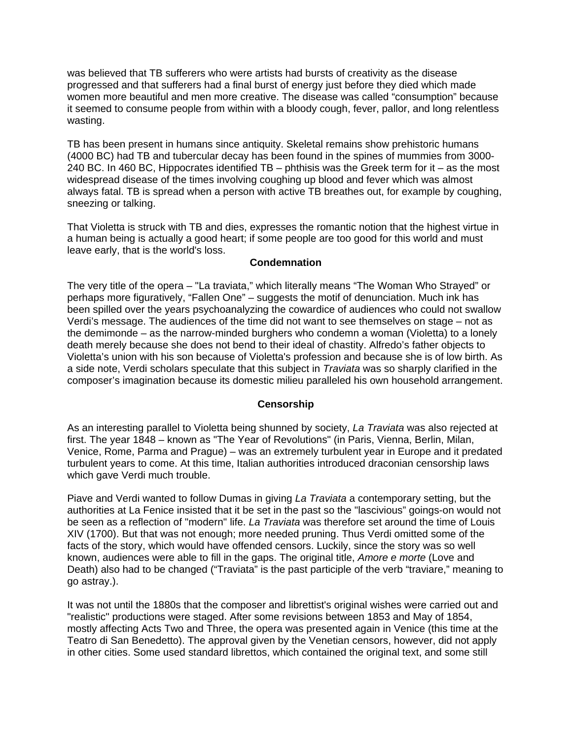was believed that TB sufferers who were artists had bursts of creativity as the disease progressed and that sufferers had a final burst of energy just before they died which made women more beautiful and men more creative. The disease was called "consumption" because it seemed to consume people from within with a bloody cough, fever, pallor, and long relentless wasting.

TB has been present in humans since antiquity. Skeletal remains show prehistoric humans (4000 BC) had TB and tubercular decay has been found in the spines of mummies from 3000-240 BC. In 460 BC, Hippocrates identified TB – phthisis was the Greek term for it – as the most widespread disease of the times involving coughing up blood and fever which was almost always fatal. TB is spread when a person with active TB breathes out, for example by coughing, sneezing or talking.

That Violetta is struck with TB and dies, expresses the romantic notion that the highest virtue in a human being is actually a good heart; if some people are too good for this world and must leave early, that is the world's loss.

**Condemnation**

The very title of the opera – "La traviata," which literally means "The Woman Who Strayed" or perhaps more figuratively, "Fallen One" – suggests the motif of denunciation. Much ink has been spilled over the years psychoanalyzing the cowardice of audiences who could not swallow Verdi's message. The audiences of the time did not want to see themselves on stage – not as the demimonde – as the narrow-minded burghers who condemn a woman (Violetta) to a lonely death merely because she does not bend to their ideal of chastity. Alfredo's father objects to Violetta's union with his son because of Violetta's profession and because she is of low birth. As a side note, Verdi scholars speculate that this subject in *Traviata* was so sharply clarified in the composer's imagination because its domestic milieu paralleled his own household arrangement.

**Censorship**

As an interesting parallel to Violetta being shunned by society, *La Traviata* was also rejected at first. The year 1848 – known as "The Year of Revolutions" (in Paris, Vienna, Berlin, Milan, Venice, Rome, Parma and Prague) – was an extremely turbulent year in Europe and it predated turbulent years to come. At this time, Italian authorities introduced draconian censorship laws which gave Verdi much trouble.

Piave and Verdi wanted to follow Dumas in giving *La Traviata* a contemporary setting, but the authorities at La Fenice insisted that it be set in the past so the "lascivious" goings-on would not be seen as a reflection of "modern" life. *La Traviata* was therefore set around the time of Louis XIV (1700). But that was not enough; more needed pruning. Thus Verdi omitted some of the facts of the story, which would have offended censors. Luckily, since the story was so well known, audiences were able to fill in the gaps. The original title, *Amore e morte* (Love and Death) also had to be changed ("Traviata" is the past participle of the verb "traviare," meaning to go astray.).

It was not until the 1880s that the composer and librettist's original wishes were carried out and "realistic" productions were staged. After some revisions between 1853 and May of 1854, mostly affecting Acts Two and Three, the opera was presented again in Venice (this time at the Teatro di San Benedetto). The approval given by the Venetian censors, however, did not apply in other cities. Some used standard librettos, which contained the original text, and some still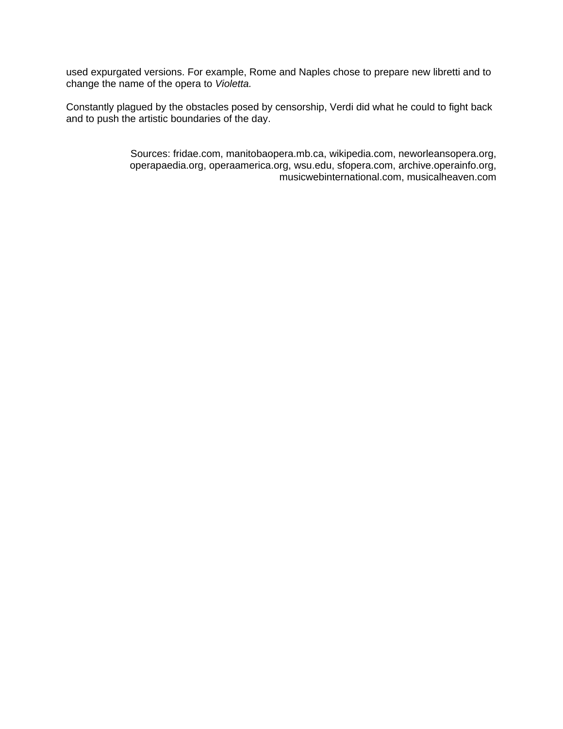used expurgated versions. For example, Rome and Naples chose to prepare new libretti and to change the name of the opera to *Violetta.*

Constantly plagued by the obstacles posed by censorship, Verdi did what he could to fight back and to push the artistic boundaries of the day.

Sources: fridae.com, manitobaopera.mb.ca, wikipedia.com, neworleansopera.org, operapaedia.org, operaamerica.org, wsu.edu, sfopera.com, archive.operainfo.org, musicwebinternational.com, musicalheaven.com